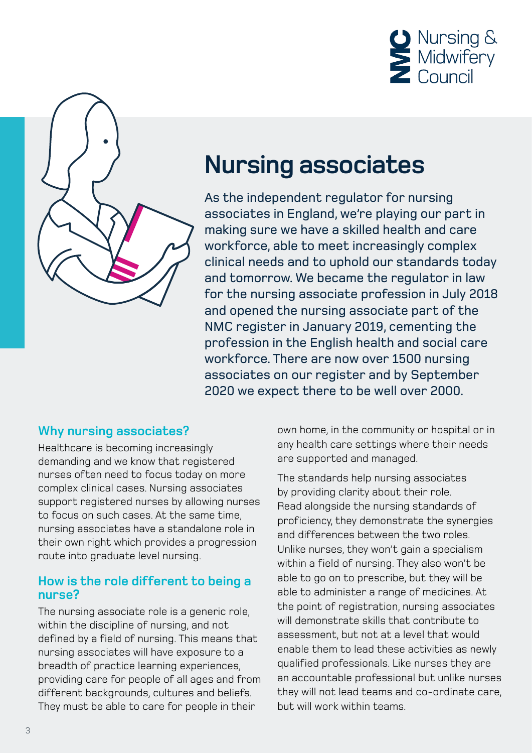# Nursing associates

As the independent regulator for nursing associates in England, we're playing our part in making sure we have a skilled health and care workforce, able to meet increasingly complex clinical needs and to uphold our standards today and tomorrow. We became the regulator in law for the nursing associate profession in July 2018 and opened the nursing associate part of the NMC register in January 2019, cementing the profession in the English health and social care workforce. There are now over 1500 nursing associates on our register and by September 2020 we expect there to be well over 2000.

## Why nursing associates?

Healthcare is becoming increasingly demanding and we know that registered nurses often need to focus today on more complex clinical cases. Nursing associates support registered nurses by allowing nurses to focus on such cases. At the same time, nursing associates have a standalone role in their own right which provides a progression route into graduate level nursing.

## How is the role different to being a nurse?

The nursing associate role is a generic role, within the discipline of nursing, and not defined by a field of nursing. This means that nursing associates will have exposure to a breadth of practice learning experiences, providing care for people of all ages and from different backgrounds, cultures and beliefs. They must be able to care for people in their own home, in the community or hospital or in any health care settings where their needs are supported and managed.

The standards help nursing associates by providing clarity about their role. Read alongside the nursing standards of proficiency, they demonstrate the synergies and differences between the two roles. Unlike nurses, they won't gain a specialism within a field of nursing. They also won't be able to go on to prescribe, but they will be able to administer a range of medicines. At the point of registration, nursing associates will demonstrate skills that contribute to assessment, but not at a level that would enable them to lead these activities as newly qualified professionals. Like nurses they are an accountable professional but unlike nurses they will not lead teams and co-ordinate care, but will work within teams.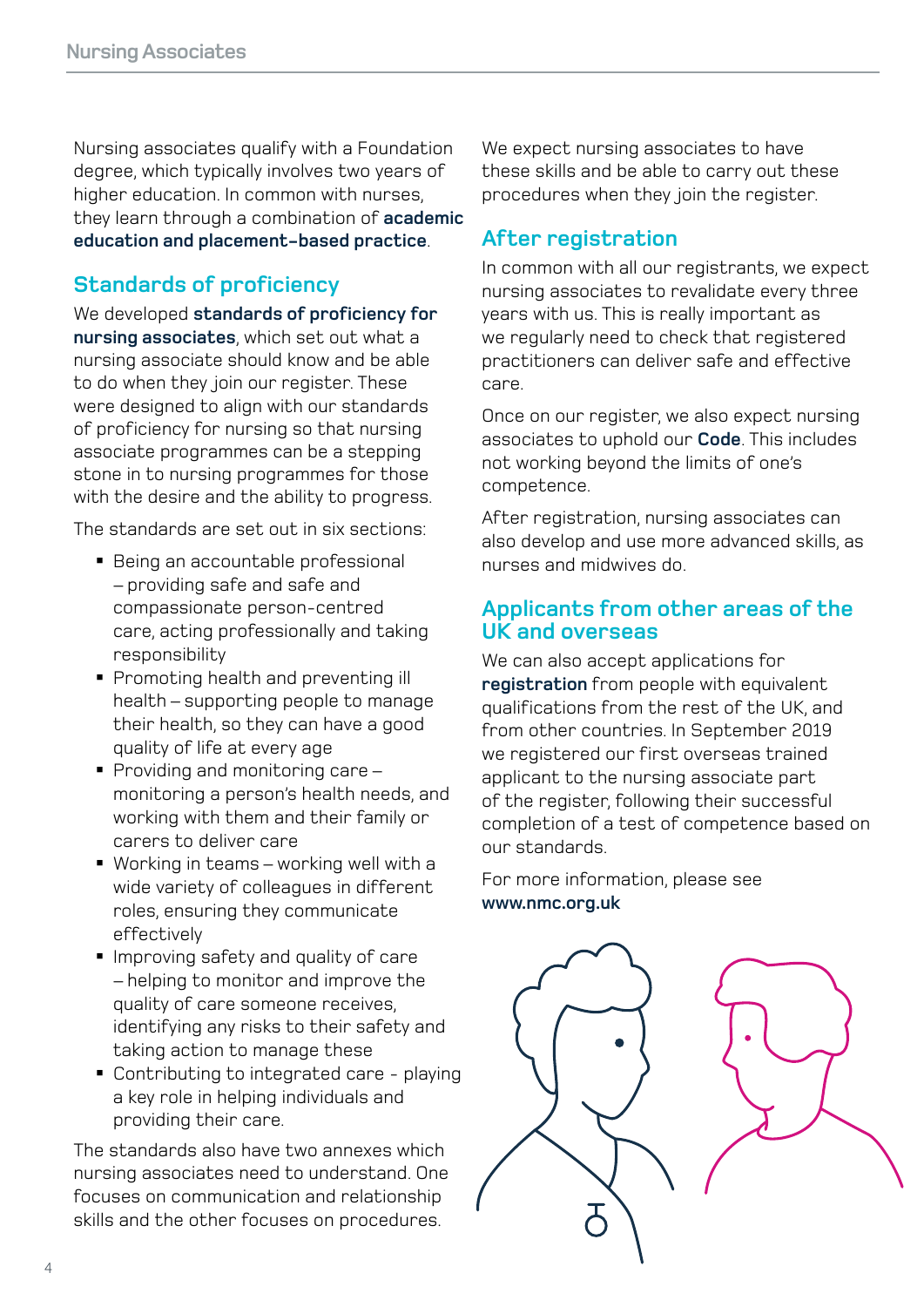Nursing associates qualify with a Foundation degree, which typically involves two years of higher education. In common with nurses, they learn through a combination of **academic education and placement-based practice**.

## Standards of proficiency

We developed **standards of proficiency for nursing associates**, which set out what a nursing associate should know and be able to do when they join our register. These were designed to align with our standards of proficiency for nursing so that nursing associate programmes can be a stepping stone in to nursing programmes for those with the desire and the ability to progress.

The standards are set out in six sections:

- Being an accountable professional – providing safe and safe and compassionate person-centred care, acting professionally and taking responsibility
- Promoting health and preventing ill health – supporting people to manage their health, so they can have a good quality of life at every age
- Providing and monitoring care – monitoring a person's health needs, and working with them and their family or carers to deliver care
- Working in teams – working well with a wide variety of colleagues in different roles, ensuring they communicate effectively
- Improving safety and quality of care – helping to monitor and improve the quality of care someone receives, identifying any risks to their safety and taking action to manage these
- Contributing to integrated care - playing a key role in helping individuals and providing their care.

The standards also have two annexes which nursing associates need to understand. One focuses on communication and relationship skills and the other focuses on procedures.

We expect nursing associates to have these skills and be able to carry out these procedures when they join the register.

## After registration

In common with all our registrants, we expect nursing associates to revalidate every three years with us. This is really important as we regularly need to check that registered practitioners can deliver safe and effective care.

Once on our register, we also expect nursing associates to uphold our **Code**. This includes not working beyond the limits of one's competence.

After registration, nursing associates can also develop and use more advanced skills, as nurses and midwives do.

## Applicants from other areas of the UK and overseas

We can also accept applications for **registration** from people with equivalent qualifications from the rest of the UK, and from other countries. In September 2019 we registered our first overseas trained applicant to the nursing associate part of the register, following their successful completion of a test of competence based on our standards.

For more information, please see **www.nmc.org.uk**